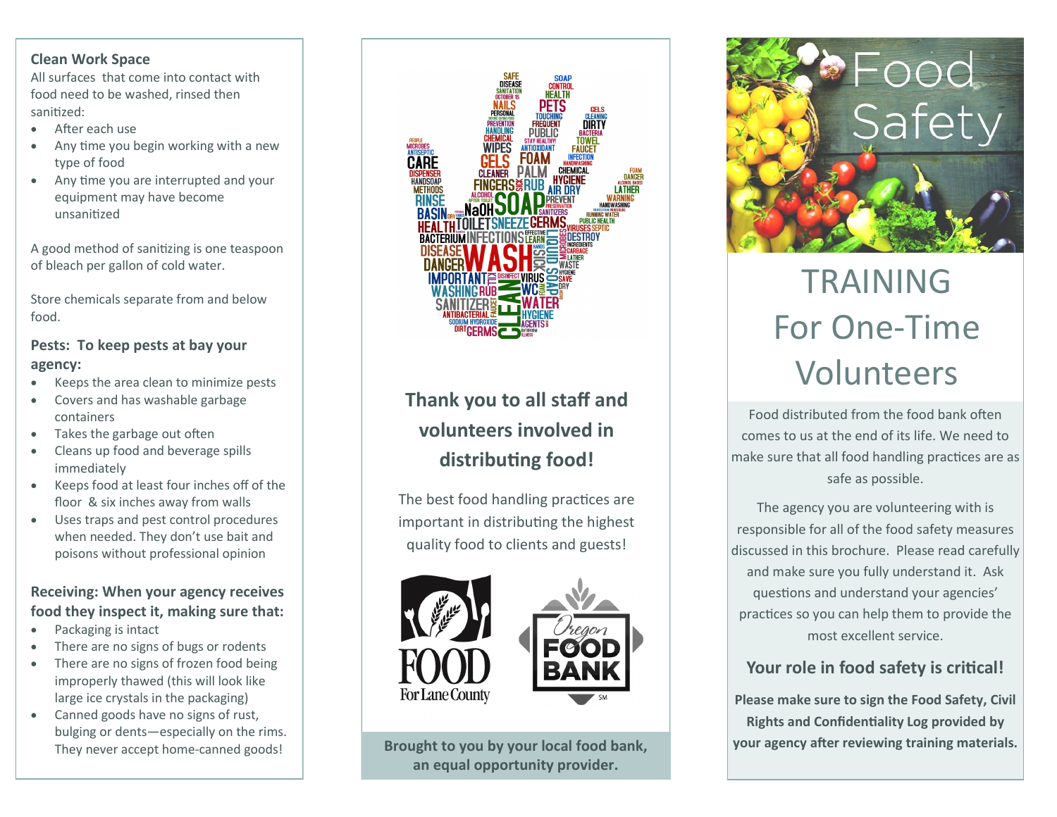## Clean Work Space

All surfaces that come into contact with food need to be washed, rinsed then sanitized:

- After each use
- Any time you begin working with a new type of food
- Any time you are interrupted and your equipment may have become unsanitized

A good method of sanitizing is one teaspoon of bleach per gallon of cold water.

Store chemicals separate from and below food.

## Pests: To keep pests at bay your agency:

- Keeps the area clean to minimize pests
- Covers and has washable garbage containers
- Takes the garbage out often
- Cleans up food and beverage spills immediately
- Keeps food at least four inches off of the floor & six inches away from walls
- Uses traps and pest control procedures when needed. They don't use bait and poisons without professional opinion

## Receiving: When your agency receives food they inspect it, making sure that:

- Packaging is intact
- There are no signs of bugs or rodents
- There are no signs of frozen food being improperly thawed (this will look like large ice crystals in the packaging)
- Canned goods have no signs of rust, bulging or dents—especially on the rims. They never accept home-canned goods!

## Thank you to all staff and volunteers involved in distributing food!

The best food handling practices are important in distributing the highest quality food to clients and guests!

FOOD For Lane County

Oregon FOOD BANK

**Brought to you by your local food bank, an equal opportunity provider.**

# Food Safety

# TRAINING For One-Time Volunteers

Food distributed from the food bank often comes to us at the end of its life. We need to make sure that all food handling practices are as safe as possible.

The agency you are volunteering with is responsible for all of the food safety measures discussed in this brochure. Please read carefully and make sure you fully understand it. Ask questions and understand your agencies' practices so you can help them to provide the most excellent service.

## Your role in food safety is critical!

**Please make sure to sign the Food Safety, Civil Rights and Confidentiality Log provided by your agency after reviewing training materials.**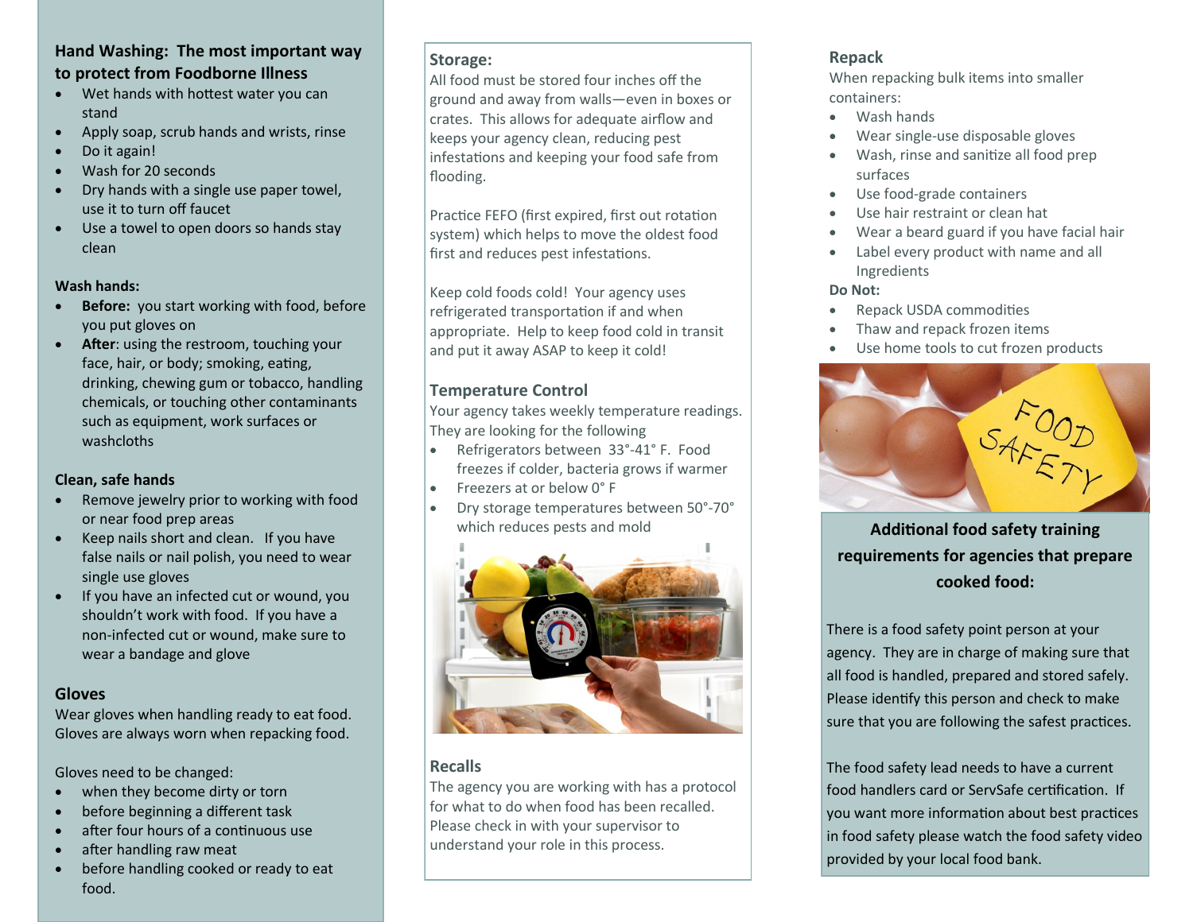## Hand Washing: The most important way to protect from Foodborne Illness

- Wet hands with hottest water you can stand
- Apply soap, scrub hands and wrists, rinse
- Do it again!
- Wash for 20 seconds
- Dry hands with a single use paper towel, use it to turn off faucet
- Use a towel to open doors so hands stay clean

### Wash hands:

- **Before:** you start working with food, before you put gloves on
- **After**: using the restroom, touching your face, hair, or body; smoking, eating, drinking, chewing gum or tobacco, handling chemicals, or touching other contaminants such as equipment, work surfaces or washcloths

### Clean, safe hands

- Remove jewelry prior to working with food or near food prep areas
- Keep nails short and clean. If you have false nails or nail polish, you need to wear single use gloves
- If you have an infected cut or wound, you shouldn't work with food. If you have a non-infected cut or wound, make sure to wear a bandage and glove

## Gloves

Wear gloves when handling ready to eat food. Gloves are always worn when repacking food.

Gloves need to be changed:

- when they become dirty or torn
- before beginning a different task
- after four hours of a continuous use
- after handling raw meat
- before handling cooked or ready to eat food.

## Storage:

All food must be stored four inches off the ground and away from walls—even in boxes or crates. This allows for adequate airflow and keeps your agency clean, reducing pest infestations and keeping your food safe from flooding.

Practice FEFO (first expired, first out rotation system) which helps to move the oldest food first and reduces pest infestations.

Keep cold foods cold! Your agency uses refrigerated transportation if and when appropriate. Help to keep food cold in transit and put it away ASAP to keep it cold!

## Temperature Control

Your agency takes weekly temperature readings. They are looking for the following

- Refrigerators between 33°-41° F. Food freezes if colder, bacteria grows if warmer
- Freezers at or below 0° F
- Dry storage temperatures between 50°-70° which reduces pests and mold

## Recalls

The agency you are working with has a protocol for what to do when food has been recalled. Please check in with your supervisor to understand your role in this process.

## Repack

When repacking bulk items into smaller containers:

- Wash hands
- Wear single-use disposable gloves
- Wash, rinse and sanitize all food prep surfaces
- Use food-grade containers
- Use hair restraint or clean hat
- Wear a beard guard if you have facial hair
- Label every product with name and all Ingredients

**Do Not:**

- Repack USDA commodities
- Thaw and repack frozen items
- Use home tools to cut frozen products

## Additional food safety training requirements for agencies that prepare cooked food:

There is a food safety point person at your agency. They are in charge of making sure that all food is handled, prepared and stored safely. Please identify this person and check to make sure that you are following the safest practices.

The food safety lead needs to have a current food handlers card or ServSafe certification. If you want more information about best practices in food safety please watch the food safety video provided by your local food bank.